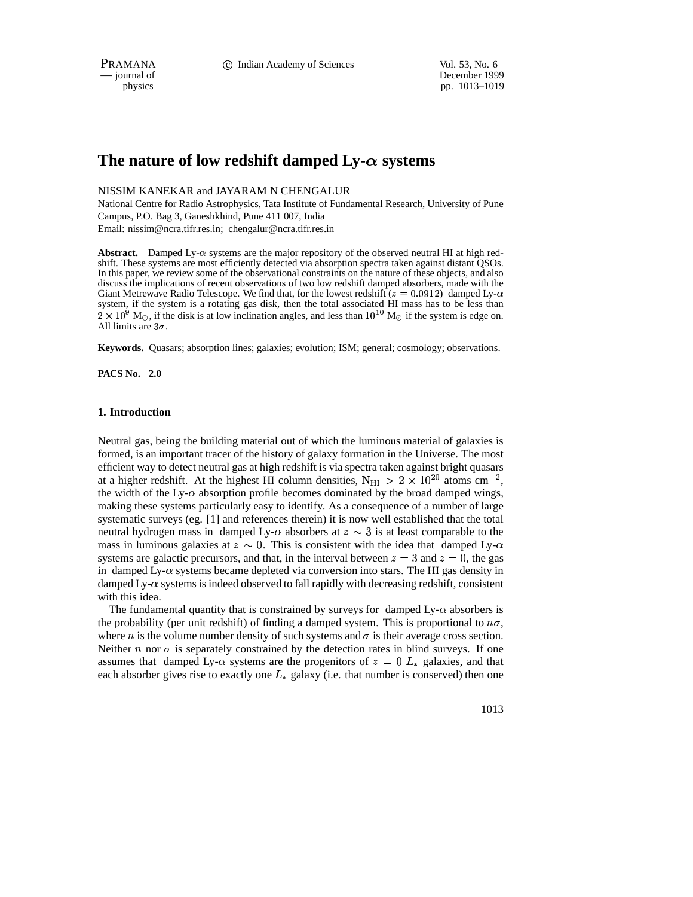# The nature of low redshift damped Ly-$\alpha$ systems

NISSIM KANEKAR and JAYARAM N CHENGALUR

National Centre for Radio Astrophysics, Tata Institute of Fundamental Research, University of Pune Campus, P.O. Bag 3, Ganeshkhind, Pune 411 007, India

Email: nissim@ncra.tifr.res.in; chengalur@ncra.tifr.res.in

**Abstract.** Damped Ly-$\alpha$ systems are the major repository of the observed neutral HI at high redshift. These systems are most efficiently detected via absorption spectra taken against distant QSOs. In this paper, we review some of the observational constraints on the nature of these objects, and also discuss the implications of recent observations of two low redshift damped absorbers, made with the Giant Metrewave Radio Telescope. We find that, for the lowest redshift ($z = 0.0912$) damped Ly-$\alpha$ system, if the system is a rotating gas disk, then the total associated HI mass has to be less than $2 \times 10^9$ M$_\odot$, if the disk is at low inclination angles, and less than $10^{10}$ M$_\odot$ if the system is edge on. All limits are $3\sigma$.

**Keywords.** Quasars; absorption lines; galaxies; evolution; ISM; general; cosmology; observations.

**PACS No. 2.0**

## 1. Introduction

Neutral gas, being the building material out of which the luminous material of galaxies is formed, is an important tracer of the history of galaxy formation in the Universe. The most efficient way to detect neutral gas at high redshift is via spectra taken against bright quasars at a higher redshift. At the highest HI column densities, $N_{HI} > 2 \times 10^{20}$ atoms cm$^{-2}$, the width of the Ly-$\alpha$ absorption profile becomes dominated by the broad damped wings, making these systems particularly easy to identify. As a consequence of a number of large systematic surveys (eg. [1] and references therein) it is now well established that the total neutral hydrogen mass in damped Ly-$\alpha$ absorbers at $z \sim 3$ is at least comparable to the mass in luminous galaxies at $z \sim 0$. This is consistent with the idea that damped Ly-$\alpha$ systems are galactic precursors, and that, in the interval between $z = 3$ and $z = 0$, the gas in damped Ly-$\alpha$ systems became depleted via conversion into stars. The HI gas density in damped Ly-$\alpha$ systems is indeed observed to fall rapidly with decreasing redshift, consistent with this idea.

The fundamental quantity that is constrained by surveys for damped Ly-$\alpha$ absorbers is the probability (per unit redshift) of finding a damped system. This is proportional to $n\sigma$, where $n$ is the volume number density of such systems and $\sigma$ is their average cross section. Neither $n$ nor $\sigma$ is separately constrained by the detection rates in blind surveys. If one assumes that damped Ly-$\alpha$ systems are the progenitors of $z = 0$ $L_*$ galaxies, and that each absorber gives rise to exactly one $L_*$ galaxy (i.e. that number is conserved) then one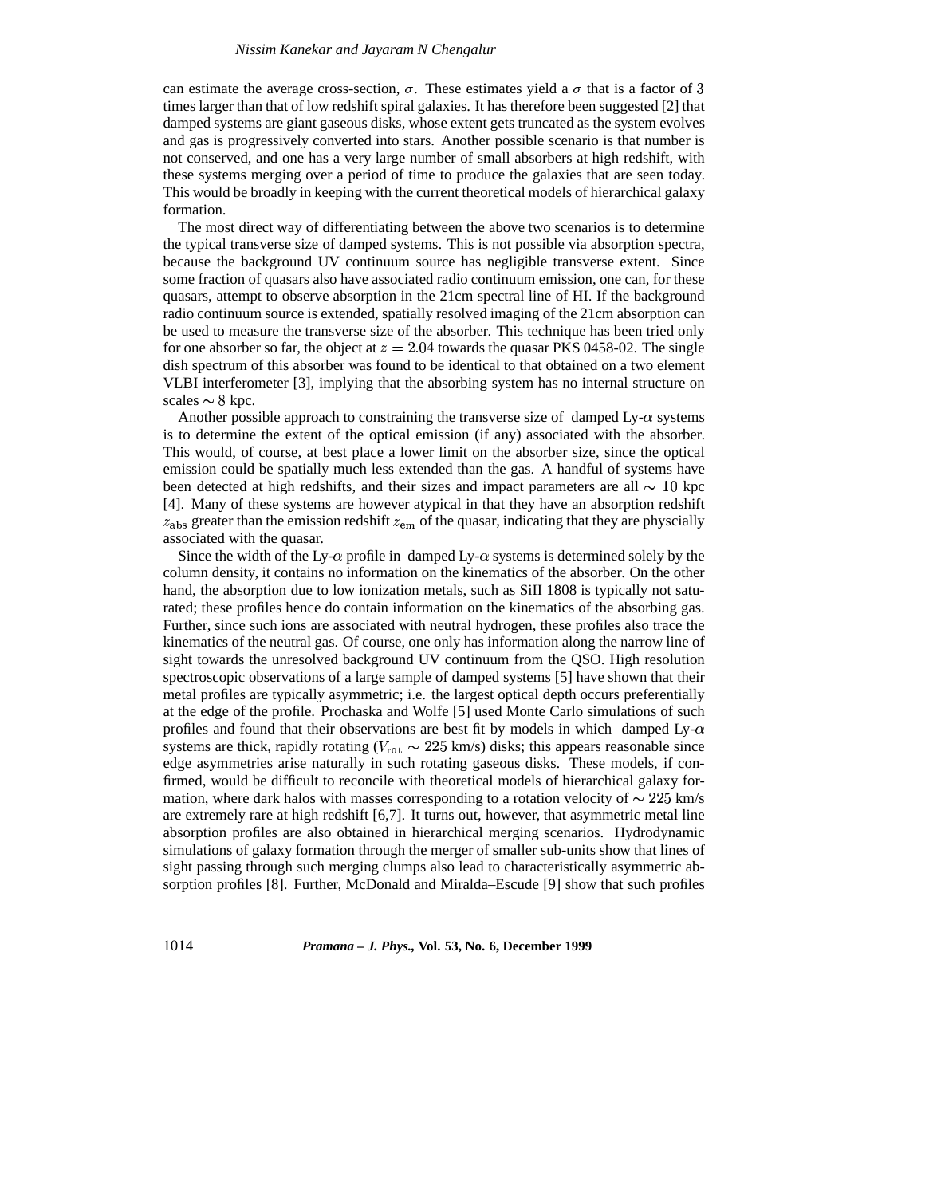can estimate the average cross-section, $\sigma$. These estimates yield a $\sigma$ that is a factor of $3$ times larger than that of low redshift spiral galaxies. It has therefore been suggested [2] that damped systems are giant gaseous disks, whose extent gets truncated as the system evolves and gas is progressively converted into stars. Another possible scenario is that number is not conserved, and one has a very large number of small absorbers at high redshift, with these systems merging over a period of time to produce the galaxies that are seen today. This would be broadly in keeping with the current theoretical models of hierarchical galaxy formation.

The most direct way of differentiating between the above two scenarios is to determine the typical transverse size of damped systems. This is not possible via absorption spectra, because the background UV continuum source has negligible transverse extent. Since some fraction of quasars also have associated radio continuum emission, one can, for these quasars, attempt to observe absorption in the 21cm spectral line of HI. If the background radio continuum source is extended, spatially resolved imaging of the 21cm absorption can be used to measure the transverse size of the absorber. This technique has been tried only for one absorber so far, the object at $z = 2.04$ towards the quasar PKS 0458-02. The single dish spectrum of this absorber was found to be identical to that obtained on a two element VLBI interferometer [3], implying that the absorbing system has no internal structure on scales $\sim 8$ kpc.

Another possible approach to constraining the transverse size of damped Ly-$\alpha$ systems is to determine the extent of the optical emission (if any) associated with the absorber. This would, of course, at best place a lower limit on the absorber size, since the optical emission could be spatially much less extended than the gas. A handful of systems have been detected at high redshifts, and their sizes and impact parameters are all $\sim 10$ kpc [4]. Many of these systems are however atypical in that they have an absorption redshift $z_{\rm abs}$ greater than the emission redshift $z_{\rm em}$ of the quasar, indicating that they are physcially associated with the quasar.

Since the width of the Ly-$\alpha$ profile in damped Ly-$\alpha$ systems is determined solely by the column density, it contains no information on the kinematics of the absorber. On the other hand, the absorption due to low ionization metals, such as SiII 1808 is typically not saturated; these profiles hence do contain information on the kinematics of the absorbing gas. Further, since such ions are associated with neutral hydrogen, these profiles also trace the kinematics of the neutral gas. Of course, one only has information along the narrow line of sight towards the unresolved background UV continuum from the QSO. High resolution spectroscopic observations of a large sample of damped systems [5] have shown that their metal profiles are typically asymmetric; i.e. the largest optical depth occurs preferentially at the edge of the profile. Prochaska and Wolfe [5] used Monte Carlo simulations of such profiles and found that their observations are best fit by models in which damped Ly-$\alpha$ systems are thick, rapidly rotating ($V_{\rm rot} \sim 225$ km/s) disks; this appears reasonable since edge asymmetries arise naturally in such rotating gaseous disks. These models, if confirmed, would be difficult to reconcile with theoretical models of hierarchical galaxy formation, where dark halos with masses corresponding to a rotation velocity of $\sim 225$ km/s are extremely rare at high redshift [6,7]. It turns out, however, that asymmetric metal line absorption profiles are also obtained in hierarchical merging scenarios. Hydrodynamic simulations of galaxy formation through the merger of smaller sub-units show that lines of sight passing through such merging clumps also lead to characteristically asymmetric absorption profiles [8]. Further, McDonald and Miralda–Escude [9] show that such profiles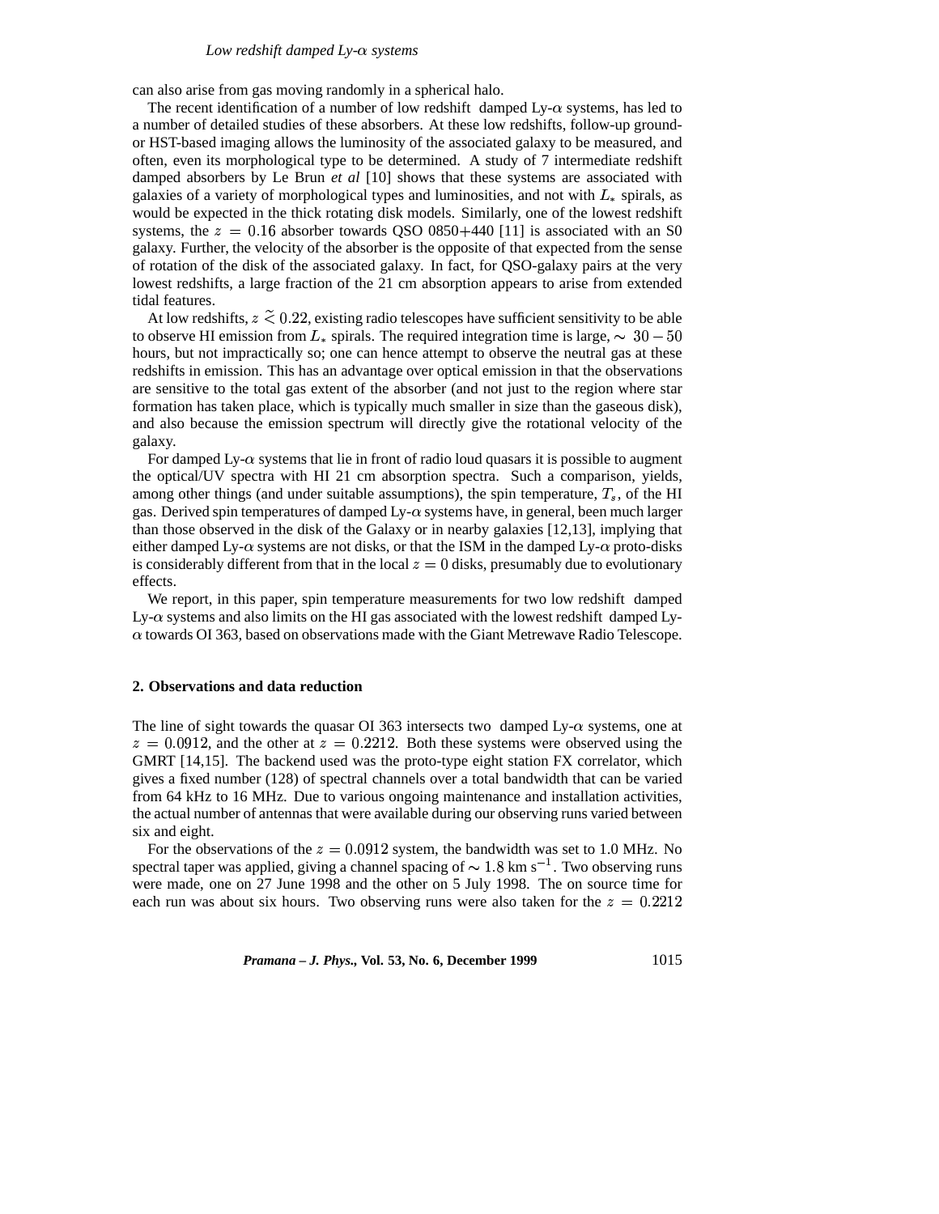can also arise from gas moving randomly in a spherical halo.

The recent identification of a number of low redshift damped Ly-$\alpha$ systems, has led to a number of detailed studies of these absorbers. At these low redshifts, follow-up ground- or HST-based imaging allows the luminosity of the associated galaxy to be measured, and often, even its morphological type to be determined. A study of 7 intermediate redshift damped absorbers by Le Brun *et al* [10] shows that these systems are associated with galaxies of a variety of morphological types and luminosities, and not with $L_*$ spirals, as would be expected in the thick rotating disk models. Similarly, one of the lowest redshift systems, the $z = 0.16$ absorber towards QSO 0850+440 [11] is associated with an S0 galaxy. Further, the velocity of the absorber is the opposite of that expected from the sense of rotation of the disk of the associated galaxy. In fact, for QSO-galaxy pairs at the very lowest redshifts, a large fraction of the 21 cm absorption appears to arise from extended tidal features.

At low redshifts, $z \lesssim 0.22$, existing radio telescopes have sufficient sensitivity to be able to observe HI emission from $L_*$ spirals. The required integration time is large, $\sim 30-50$ hours, but not impractically so; one can hence attempt to observe the neutral gas at these redshifts in emission. This has an advantage over optical emission in that the observations are sensitive to the total gas extent of the absorber (and not just to the region where star formation has taken place, which is typically much smaller in size than the gaseous disk), and also because the emission spectrum will directly give the rotational velocity of the galaxy.

For damped Ly-$\alpha$ systems that lie in front of radio loud quasars it is possible to augment the optical/UV spectra with HI 21 cm absorption spectra. Such a comparison, yields, among other things (and under suitable assumptions), the spin temperature, $T_s$, of the HI gas. Derived spin temperatures of damped Ly-$\alpha$ systems have, in general, been much larger than those observed in the disk of the Galaxy or in nearby galaxies [12,13], implying that either damped Ly-$\alpha$ systems are not disks, or that the ISM in the damped Ly-$\alpha$ proto-disks is considerably different from that in the local $z = 0$ disks, presumably due to evolutionary effects.

We report, in this paper, spin temperature measurements for two low redshift damped Ly-$\alpha$ systems and also limits on the HI gas associated with the lowest redshift damped Ly-$\alpha$ towards OI 363, based on observations made with the Giant Metrewave Radio Telescope.

## 2. Observations and data reduction

The line of sight towards the quasar OI 363 intersects two damped Ly-$\alpha$ systems, one at $z = 0.0912$, and the other at $z = 0.2212$. Both these systems were observed using the GMRT [14,15]. The backend used was the proto-type eight station FX correlator, which gives a fixed number (128) of spectral channels over a total bandwidth that can be varied from 64 kHz to 16 MHz. Due to various ongoing maintenance and installation activities, the actual number of antennas that were available during our observing runs varied between six and eight.

For the observations of the $z = 0.0912$ system, the bandwidth was set to 1.0 MHz. No spectral taper was applied, giving a channel spacing of $\sim 1.8$ km s$^{-1}$. Two observing runs were made, one on 27 June 1998 and the other on 5 July 1998. The on source time for each run was about six hours. Two observing runs were also taken for the $z = 0.2212$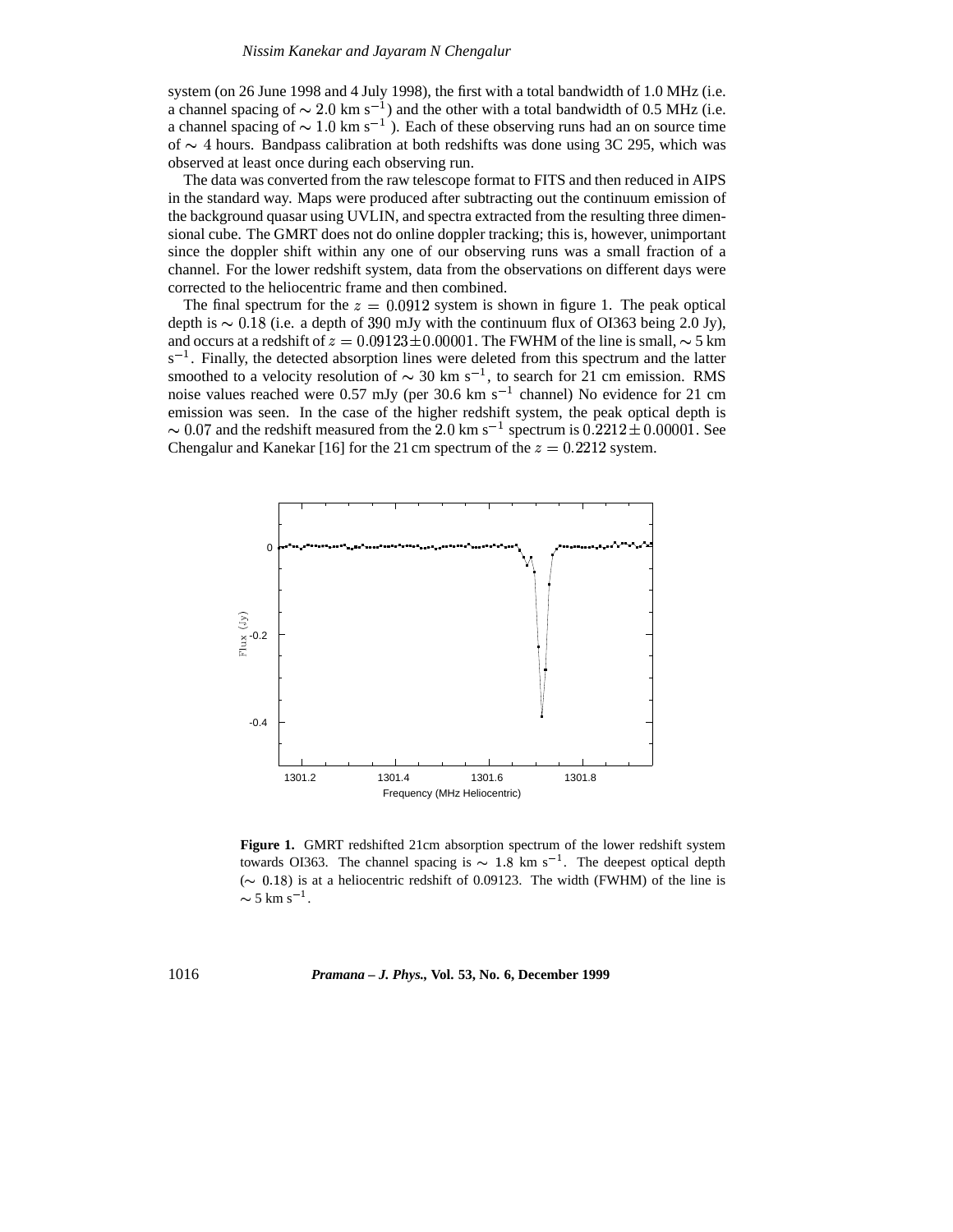system (on 26 June 1998 and 4 July 1998), the first with a total bandwidth of 1.0 MHz (i.e. a channel spacing of $\sim 2.0$ km s$^{-1}$) and the other with a total bandwidth of 0.5 MHz (i.e. a channel spacing of $\sim 1.0$ km s$^{-1}$ ). Each of these observing runs had an on source time of $\sim 4$ hours. Bandpass calibration at both redshifts was done using 3C 295, which was observed at least once during each observing run.

The data was converted from the raw telescope format to FITS and then reduced in AIPS in the standard way. Maps were produced after subtracting out the continuum emission of the background quasar using UVLIN, and spectra extracted from the resulting three dimensional cube. The GMRT does not do online doppler tracking; this is, however, unimportant since the doppler shift within any one of our observing runs was a small fraction of a channel. For the lower redshift system, data from the observations on different days were corrected to the heliocentric frame and then combined.

The final spectrum for the $z = 0.0912$ system is shown in figure 1. The peak optical depth is $\sim 0.18$ (i.e. a depth of $390$ mJy with the continuum flux of OI363 being 2.0 Jy), and occurs at a redshift of $z = 0.09123 \pm 0.00001$. The FWHM of the line is small, $\sim 5$ km s$^{-1}$. Finally, the detected absorption lines were deleted from this spectrum and the latter smoothed to a velocity resolution of $\sim 30$ km s$^{-1}$, to search for 21 cm emission. RMS noise values reached were 0.57 mJy (per 30.6 km s$^{-1}$ channel) No evidence for 21 cm emission was seen. In the case of the higher redshift system, the peak optical depth is $\sim 0.07$ and the redshift measured from the $2.0$ km s$^{-1}$ spectrum is $0.2212 \pm 0.00001$. See Chengalur and Kanekar [16] for the 21 cm spectrum of the $z = 0.2212$ system.

**Figure 1.** GMRT redshifted 21cm absorption spectrum of the lower redshift system towards OI363. The channel spacing is $\sim 1.8$ km s$^{-1}$. The deepest optical depth ($\sim 0.18$) is at a heliocentric redshift of 0.09123. The width (FWHM) of the line is $\sim 5$ km s$^{-1}$.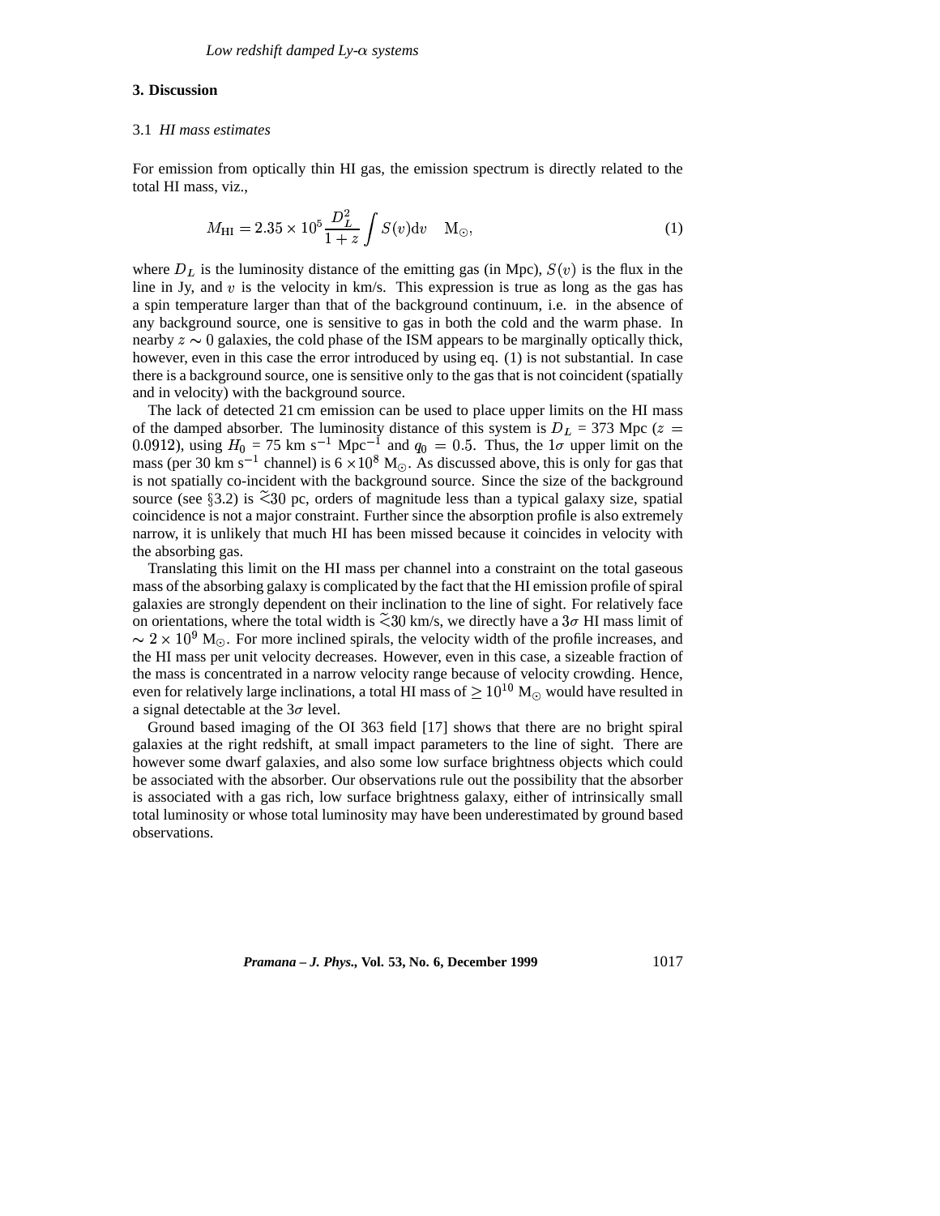## 3. Discussion

### 3.1 *HI mass estimates*

For emission from optically thin HI gas, the emission spectrum is directly related to the total HI mass, viz.,

$$M_{\rm HI} = 2.35 \times 10^5 \frac{D_L^2}{1+z} \int S(v) {\rm d}v \quad {\rm M}_{\odot}, \tag{1}$$

where $D_L$ is the luminosity distance of the emitting gas (in Mpc), $S(v)$ is the flux in the line in Jy, and $v$ is the velocity in km/s. This expression is true as long as the gas has a spin temperature larger than that of the background continuum, i.e. in the absence of any background source, one is sensitive to gas in both the cold and the warm phase. In nearby $z \sim 0$ galaxies, the cold phase of the ISM appears to be marginally optically thick, however, even in this case the error introduced by using eq. (1) is not substantial. In case there is a background source, one is sensitive only to the gas that is not coincident (spatially and in velocity) with the background source.

The lack of detected 21 cm emission can be used to place upper limits on the HI mass of the damped absorber. The luminosity distance of this system is $D_L$ = 373 Mpc ($z = 0.0912$), using $H_0$ = 75 km s$^{-1}$ Mpc$^{-1}$ and $q_0 = 0.5$. Thus, the $1\sigma$ upper limit on the mass (per 30 km s$^{-1}$ channel) is $6 \times 10^8$ M$_{\odot}$. As discussed above, this is only for gas that is not spatially co-incident with the background source. Since the size of the background source (see §3.2) is $\stackrel{<}{\sim}30$ pc, orders of magnitude less than a typical galaxy size, spatial coincidence is not a major constraint. Further since the absorption profile is also extremely narrow, it is unlikely that much HI has been missed because it coincides in velocity with the absorbing gas.

Translating this limit on the HI mass per channel into a constraint on the total gaseous mass of the absorbing galaxy is complicated by the fact that the HI emission profile of spiral galaxies are strongly dependent on their inclination to the line of sight. For relatively face on orientations, where the total width is $\stackrel{<}{\sim}30$ km/s, we directly have a $3\sigma$ HI mass limit of $\sim 2 \times 10^9$ M$_{\odot}$. For more inclined spirals, the velocity width of the profile increases, and the HI mass per unit velocity decreases. However, even in this case, a sizeable fraction of the mass is concentrated in a narrow velocity range because of velocity crowding. Hence, even for relatively large inclinations, a total HI mass of $\geq 10^{10}$ M$_{\odot}$ would have resulted in a signal detectable at the $3\sigma$ level.

Ground based imaging of the OI 363 field [17] shows that there are no bright spiral galaxies at the right redshift, at small impact parameters to the line of sight. There are however some dwarf galaxies, and also some low surface brightness objects which could be associated with the absorber. Our observations rule out the possibility that the absorber is associated with a gas rich, low surface brightness galaxy, either of intrinsically small total luminosity or whose total luminosity may have been underestimated by ground based observations.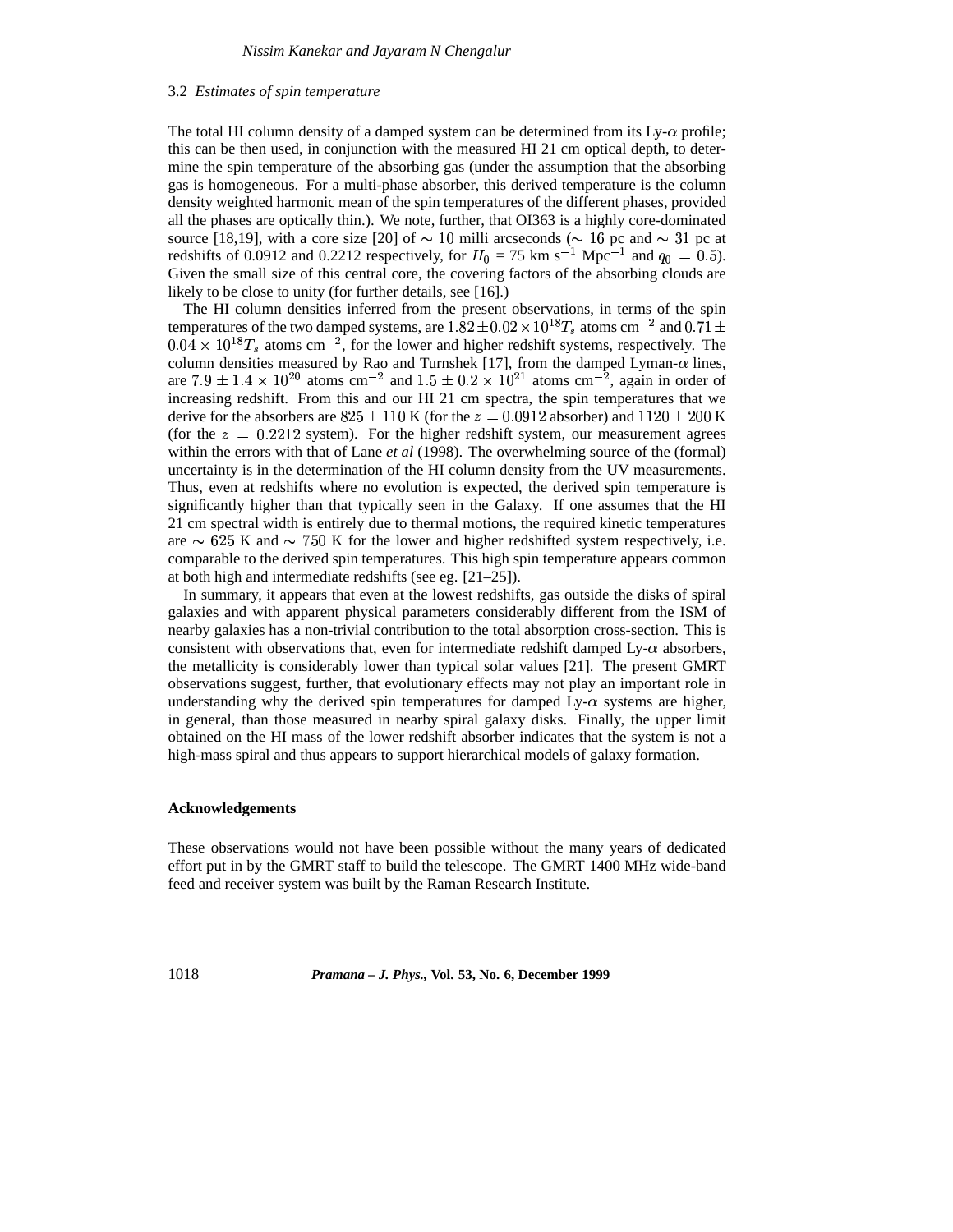### 3.2 *Estimates of spin temperature*

The total HI column density of a damped system can be determined from its Ly-$\alpha$ profile; this can be then used, in conjunction with the measured HI 21 cm optical depth, to determine the spin temperature of the absorbing gas (under the assumption that the absorbing gas is homogeneous. For a multi-phase absorber, this derived temperature is the column density weighted harmonic mean of the spin temperatures of the different phases, provided all the phases are optically thin.). We note, further, that OI363 is a highly core-dominated source [18,19], with a core size [20] of $\sim 10$ milli arcseconds ($\sim 16$ pc and $\sim 31$ pc at redshifts of 0.0912 and 0.2212 respectively, for $H_0$ = 75 km s$^{-1}$ Mpc$^{-1}$ and $q_0 = 0.5$). Given the small size of this central core, the covering factors of the absorbing clouds are likely to be close to unity (for further details, see [16].)

The HI column densities inferred from the present observations, in terms of the spin temperatures of the two damped systems, are $1.82 \pm 0.02 \times 10^{18} T_s$ atoms cm$^{-2}$ and $0.71 \pm 0.04 \times 10^{18} T_s$ atoms cm$^{-2}$, for the lower and higher redshift systems, respectively. The column densities measured by Rao and Turnshek [17], from the damped Lyman-$\alpha$ lines, are $7.9 \pm 1.4 \times 10^{20}$ atoms cm$^{-2}$ and $1.5 \pm 0.2 \times 10^{21}$ atoms cm$^{-2}$, again in order of increasing redshift. From this and our HI 21 cm spectra, the spin temperatures that we derive for the absorbers are $825 \pm 110$ K (for the $z = 0.0912$ absorber) and $1120 \pm 200$ K (for the $z = 0.2212$ system). For the higher redshift system, our measurement agrees within the errors with that of Lane *et al* (1998). The overwhelming source of the (formal) uncertainty is in the determination of the HI column density from the UV measurements. Thus, even at redshifts where no evolution is expected, the derived spin temperature is significantly higher than that typically seen in the Galaxy. If one assumes that the HI 21 cm spectral width is entirely due to thermal motions, the required kinetic temperatures are $\sim 625$ K and $\sim 750$ K for the lower and higher redshifted system respectively, i.e. comparable to the derived spin temperatures. This high spin temperature appears common at both high and intermediate redshifts (see eg. [21–25]).

In summary, it appears that even at the lowest redshifts, gas outside the disks of spiral galaxies and with apparent physical parameters considerably different from the ISM of nearby galaxies has a non-trivial contribution to the total absorption cross-section. This is consistent with observations that, even for intermediate redshift damped Ly-$\alpha$ absorbers, the metallicity is considerably lower than typical solar values [21]. The present GMRT observations suggest, further, that evolutionary effects may not play an important role in understanding why the derived spin temperatures for damped Ly-$\alpha$ systems are higher, in general, than those measured in nearby spiral galaxy disks. Finally, the upper limit obtained on the HI mass of the lower redshift absorber indicates that the system is not a high-mass spiral and thus appears to support hierarchical models of galaxy formation.

**Acknowledgements**

These observations would not have been possible without the many years of dedicated effort put in by the GMRT staff to build the telescope. The GMRT 1400 MHz wide-band feed and receiver system was built by the Raman Research Institute.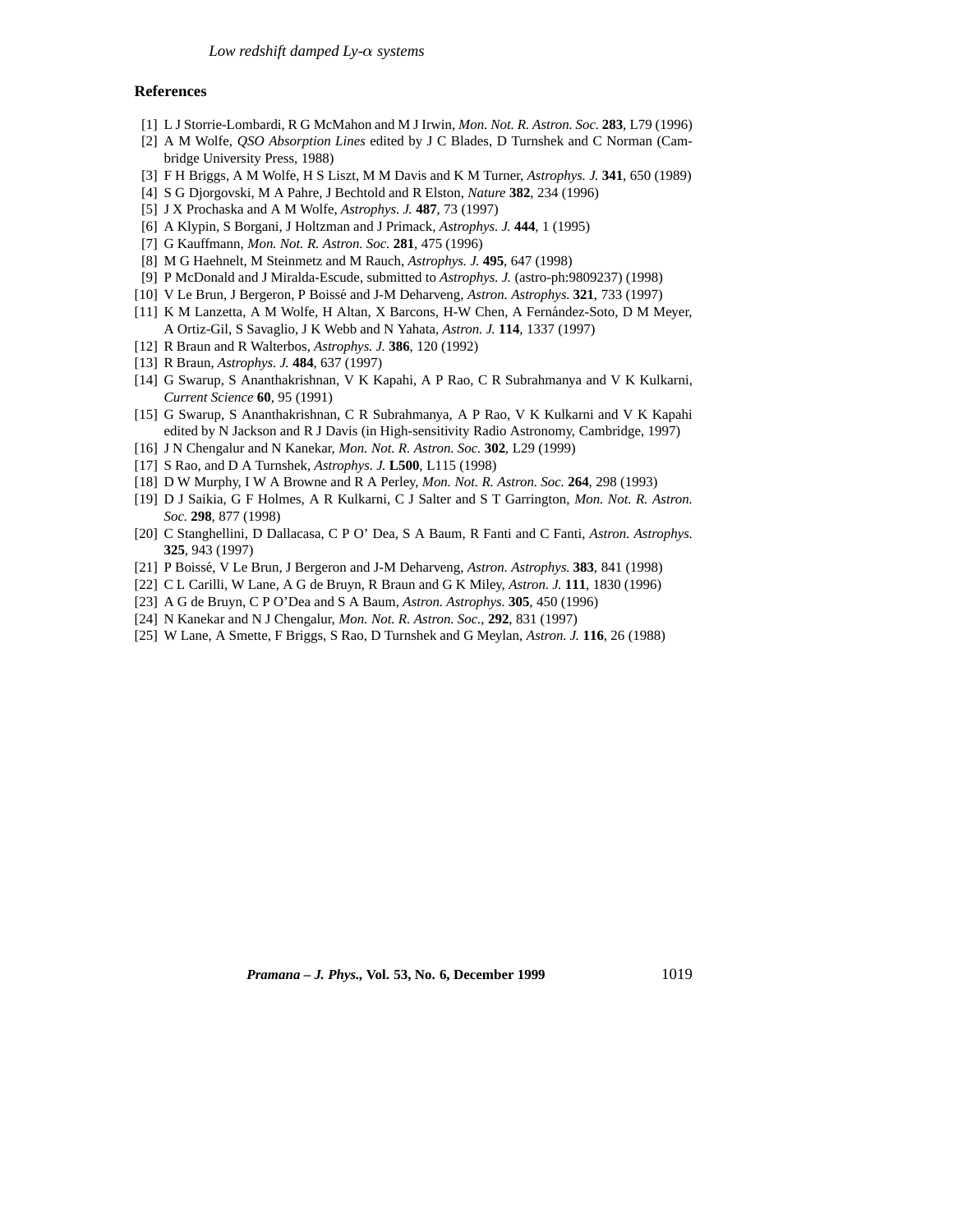## References

[1] L J Storrie-Lombardi, R G McMahon and M J Irwin, *Mon. Not. R. Astron. Soc.* **283**, L79 (1996)

[2] A M Wolfe, *QSO Absorption Lines* edited by J C Blades, D Turnshek and C Norman (Cambridge University Press, 1988)

[3] F H Briggs, A M Wolfe, H S Liszt, M M Davis and K M Turner, *Astrophys. J.* **341**, 650 (1989)

[4] S G Djorgovski, M A Pahre, J Bechtold and R Elston, *Nature* **382**, 234 (1996)

[5] J X Prochaska and A M Wolfe, *Astrophys. J.* **487**, 73 (1997)

[6] A Klypin, S Borgani, J Holtzman and J Primack, *Astrophys. J.* **444**, 1 (1995)

[7] G Kauffmann, *Mon. Not. R. Astron. Soc.* **281**, 475 (1996)

[8] M G Haehnelt, M Steinmetz and M Rauch, *Astrophys. J.* **495**, 647 (1998)

[9] P McDonald and J Miralda-Escude, submitted to *Astrophys. J.* (astro-ph:9809237) (1998)

[10] V Le Brun, J Bergeron, P Boissé and J-M Deharveng, *Astron. Astrophys.* **321**, 733 (1997)

[11] K M Lanzetta, A M Wolfe, H Altan, X Barcons, H-W Chen, A Fernández-Soto, D M Meyer, A Ortiz-Gil, S Savaglio, J K Webb and N Yahata, *Astron. J.* **114**, 1337 (1997)

[12] R Braun and R Walterbos, *Astrophys. J.* **386**, 120 (1992)

[13] R Braun, *Astrophys. J.* **484**, 637 (1997)

[14] G Swarup, S Ananthakrishnan, V K Kapahi, A P Rao, C R Subrahmanya and V K Kulkarni, *Current Science* **60**, 95 (1991)

[15] G Swarup, S Ananthakrishnan, C R Subrahmanya, A P Rao, V K Kulkarni and V K Kapahi edited by N Jackson and R J Davis (in High-sensitivity Radio Astronomy, Cambridge, 1997)

[16] J N Chengalur and N Kanekar, *Mon. Not. R. Astron. Soc.* **302**, L29 (1999)

[17] S Rao, and D A Turnshek, *Astrophys. J.* **L500**, L115 (1998)

[18] D W Murphy, I W A Browne and R A Perley, *Mon. Not. R. Astron. Soc.* **264**, 298 (1993)

[19] D J Saikia, G F Holmes, A R Kulkarni, C J Salter and S T Garrington, *Mon. Not. R. Astron. Soc.* **298**, 877 (1998)

[20] C Stanghellini, D Dallacasa, C P O' Dea, S A Baum, R Fanti and C Fanti, *Astron. Astrophys.* **325**, 943 (1997)

[21] P Boissé, V Le Brun, J Bergeron and J-M Deharveng, *Astron. Astrophys.* **383**, 841 (1998)

[22] C L Carilli, W Lane, A G de Bruyn, R Braun and G K Miley, *Astron. J.* **111**, 1830 (1996)

[23] A G de Bruyn, C P O'Dea and S A Baum, *Astron. Astrophys.* **305**, 450 (1996)

[24] N Kanekar and N J Chengalur, *Mon. Not. R. Astron. Soc.*, **292**, 831 (1997)

[25] W Lane, A Smette, F Briggs, S Rao, D Turnshek and G Meylan, *Astron. J.* **116**, 26 (1988)